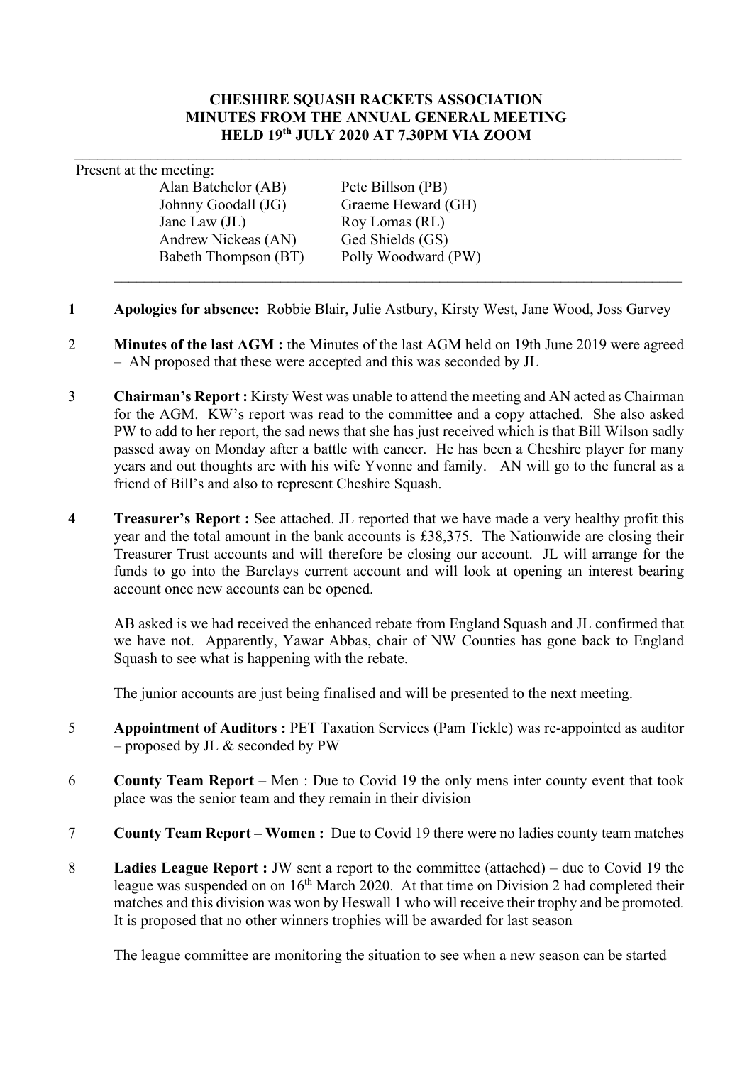**CHESHIRE SQUASH RACKETS ASSOCIATION**
**MINUTES FROM THE ANNUAL GENERAL MEETING**
**HELD 19th JULY 2020 AT 7.30PM VIA ZOOM**

---

Present at the meeting:

| | |
|---|---|
| Alan Batchelor (AB) | Pete Billson (PB) |
| Johnny Goodall (JG) | Graeme Heward (GH) |
| Jane Law (JL) | Roy Lomas (RL) |
| Andrew Nickeas (AN) | Ged Shields (GS) |
| Babeth Thompson (BT) | Polly Woodward (PW) |

---

**1** **Apologies for absence:** Robbie Blair, Julie Astbury, Kirsty West, Jane Wood, Joss Garvey

2 **Minutes of the last AGM :** the Minutes of the last AGM held on 19th June 2019 were agreed – AN proposed that these were accepted and this was seconded by JL

3 **Chairman's Report :** Kirsty West was unable to attend the meeting and AN acted as Chairman for the AGM. KW's report was read to the committee and a copy attached. She also asked PW to add to her report, the sad news that she has just received which is that Bill Wilson sadly passed away on Monday after a battle with cancer. He has been a Cheshire player for many years and out thoughts are with his wife Yvonne and family. AN will go to the funeral as a friend of Bill's and also to represent Cheshire Squash.

**4** **Treasurer's Report :** See attached. JL reported that we have made a very healthy profit this year and the total amount in the bank accounts is £38,375. The Nationwide are closing their Treasurer Trust accounts and will therefore be closing our account. JL will arrange for the funds to go into the Barclays current account and will look at opening an interest bearing account once new accounts can be opened.

AB asked is we had received the enhanced rebate from England Squash and JL confirmed that we have not. Apparently, Yawar Abbas, chair of NW Counties has gone back to England Squash to see what is happening with the rebate.

The junior accounts are just being finalised and will be presented to the next meeting.

5 **Appointment of Auditors :** PET Taxation Services (Pam Tickle) was re-appointed as auditor – proposed by JL & seconded by PW

6 **County Team Report –** Men : Due to Covid 19 the only mens inter county event that took place was the senior team and they remain in their division

7 **County Team Report – Women :** Due to Covid 19 there were no ladies county team matches

8 **Ladies League Report :** JW sent a report to the committee (attached) – due to Covid 19 the league was suspended on on 16th March 2020. At that time on Division 2 had completed their matches and this division was won by Heswall 1 who will receive their trophy and be promoted. It is proposed that no other winners trophies will be awarded for last season

The league committee are monitoring the situation to see when a new season can be started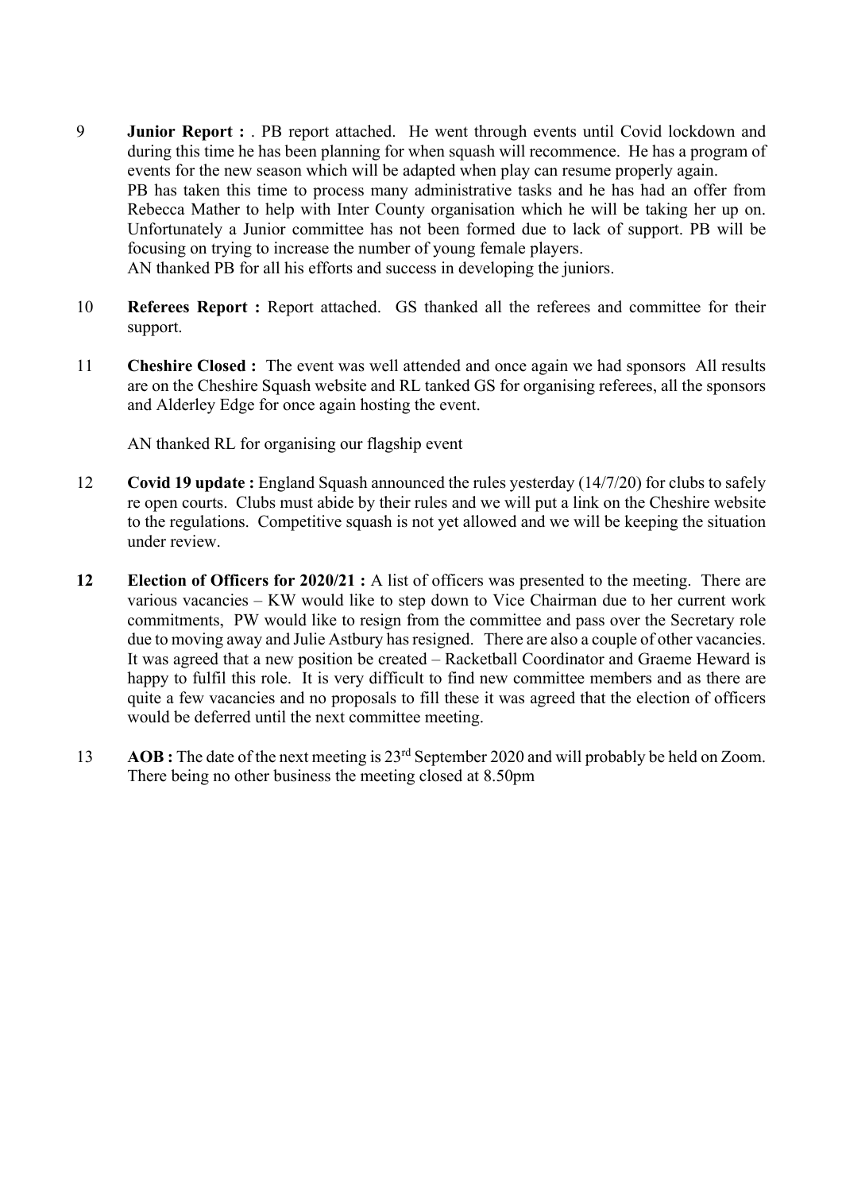9 **Junior Report :** . PB report attached. He went through events until Covid lockdown and during this time he has been planning for when squash will recommence. He has a program of events for the new season which will be adapted when play can resume properly again.
PB has taken this time to process many administrative tasks and he has had an offer from Rebecca Mather to help with Inter County organisation which he will be taking her up on. Unfortunately a Junior committee has not been formed due to lack of support. PB will be focusing on trying to increase the number of young female players.
AN thanked PB for all his efforts and success in developing the juniors.

10 **Referees Report :** Report attached. GS thanked all the referees and committee for their support.

11 **Cheshire Closed :** The event was well attended and once again we had sponsors All results are on the Cheshire Squash website and RL tanked GS for organising referees, all the sponsors and Alderley Edge for once again hosting the event.

AN thanked RL for organising our flagship event

12 **Covid 19 update :** England Squash announced the rules yesterday (14/7/20) for clubs to safely re open courts. Clubs must abide by their rules and we will put a link on the Cheshire website to the regulations. Competitive squash is not yet allowed and we will be keeping the situation under review.

**12** **Election of Officers for 2020/21 :** A list of officers was presented to the meeting. There are various vacancies – KW would like to step down to Vice Chairman due to her current work commitments, PW would like to resign from the committee and pass over the Secretary role due to moving away and Julie Astbury has resigned. There are also a couple of other vacancies. It was agreed that a new position be created – Racketball Coordinator and Graeme Heward is happy to fulfil this role. It is very difficult to find new committee members and as there are quite a few vacancies and no proposals to fill these it was agreed that the election of officers would be deferred until the next committee meeting.

13 **AOB :** The date of the next meeting is 23rd September 2020 and will probably be held on Zoom. There being no other business the meeting closed at 8.50pm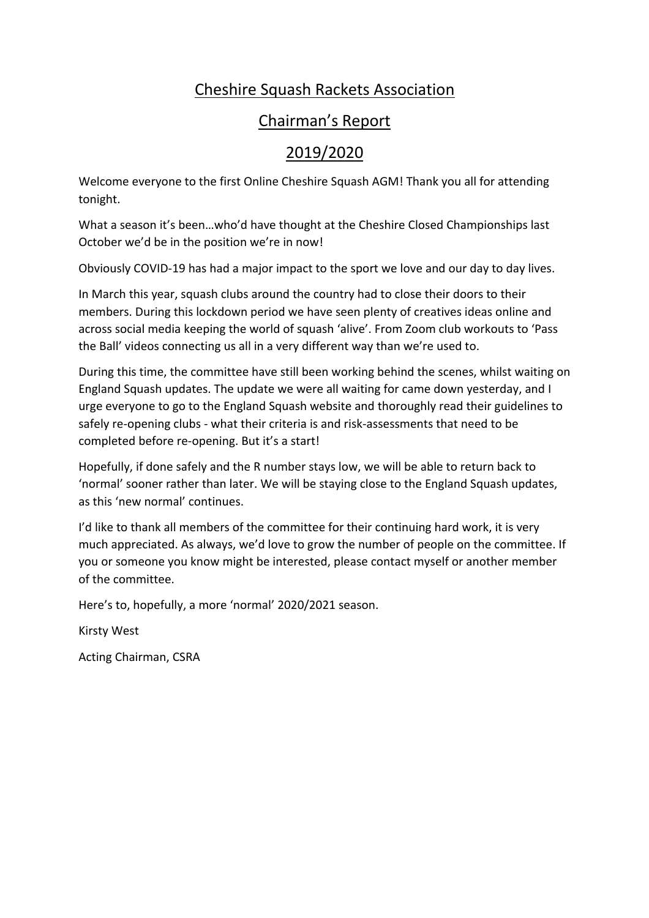# Cheshire Squash Rackets Association

## Chairman's Report

## 2019/2020

Welcome everyone to the first Online Cheshire Squash AGM! Thank you all for attending tonight.

What a season it's been…who'd have thought at the Cheshire Closed Championships last October we'd be in the position we're in now!

Obviously COVID-19 has had a major impact to the sport we love and our day to day lives.

In March this year, squash clubs around the country had to close their doors to their members. During this lockdown period we have seen plenty of creatives ideas online and across social media keeping the world of squash 'alive'. From Zoom club workouts to 'Pass the Ball' videos connecting us all in a very different way than we're used to.

During this time, the committee have still been working behind the scenes, whilst waiting on England Squash updates. The update we were all waiting for came down yesterday, and I urge everyone to go to the England Squash website and thoroughly read their guidelines to safely re-opening clubs - what their criteria is and risk-assessments that need to be completed before re-opening. But it's a start!

Hopefully, if done safely and the R number stays low, we will be able to return back to 'normal' sooner rather than later. We will be staying close to the England Squash updates, as this 'new normal' continues.

I'd like to thank all members of the committee for their continuing hard work, it is very much appreciated. As always, we'd love to grow the number of people on the committee. If you or someone you know might be interested, please contact myself or another member of the committee.

Here's to, hopefully, a more 'normal' 2020/2021 season.

Kirsty West

Acting Chairman, CSRA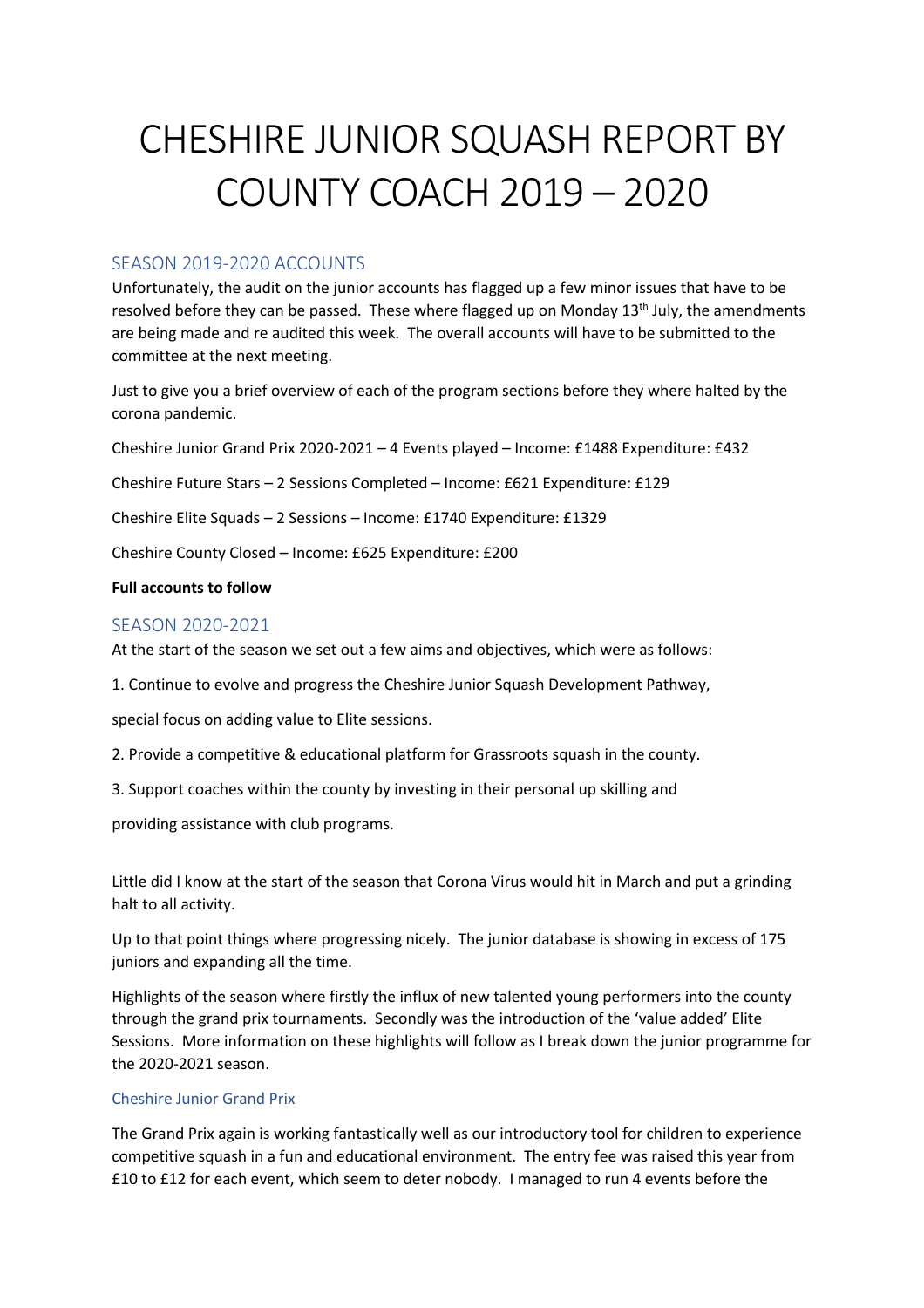# CHESHIRE JUNIOR SQUASH REPORT BY COUNTY COACH 2019 – 2020

## SEASON 2019-2020 ACCOUNTS

Unfortunately, the audit on the junior accounts has flagged up a few minor issues that have to be resolved before they can be passed. These where flagged up on Monday 13th July, the amendments are being made and re audited this week. The overall accounts will have to be submitted to the committee at the next meeting.

Just to give you a brief overview of each of the program sections before they where halted by the corona pandemic.

Cheshire Junior Grand Prix 2020-2021 – 4 Events played – Income: £1488 Expenditure: £432

Cheshire Future Stars – 2 Sessions Completed – Income: £621 Expenditure: £129

Cheshire Elite Squads – 2 Sessions – Income: £1740 Expenditure: £1329

Cheshire County Closed – Income: £625 Expenditure: £200

**Full accounts to follow**

## SEASON 2020-2021

At the start of the season we set out a few aims and objectives, which were as follows:

1. Continue to evolve and progress the Cheshire Junior Squash Development Pathway,

special focus on adding value to Elite sessions.

2. Provide a competitive & educational platform for Grassroots squash in the county.

3. Support coaches within the county by investing in their personal up skilling and

providing assistance with club programs.

Little did I know at the start of the season that Corona Virus would hit in March and put a grinding halt to all activity.

Up to that point things where progressing nicely. The junior database is showing in excess of 175 juniors and expanding all the time.

Highlights of the season where firstly the influx of new talented young performers into the county through the grand prix tournaments. Secondly was the introduction of the 'value added' Elite Sessions. More information on these highlights will follow as I break down the junior programme for the 2020-2021 season.

### Cheshire Junior Grand Prix

The Grand Prix again is working fantastically well as our introductory tool for children to experience competitive squash in a fun and educational environment. The entry fee was raised this year from £10 to £12 for each event, which seem to deter nobody. I managed to run 4 events before the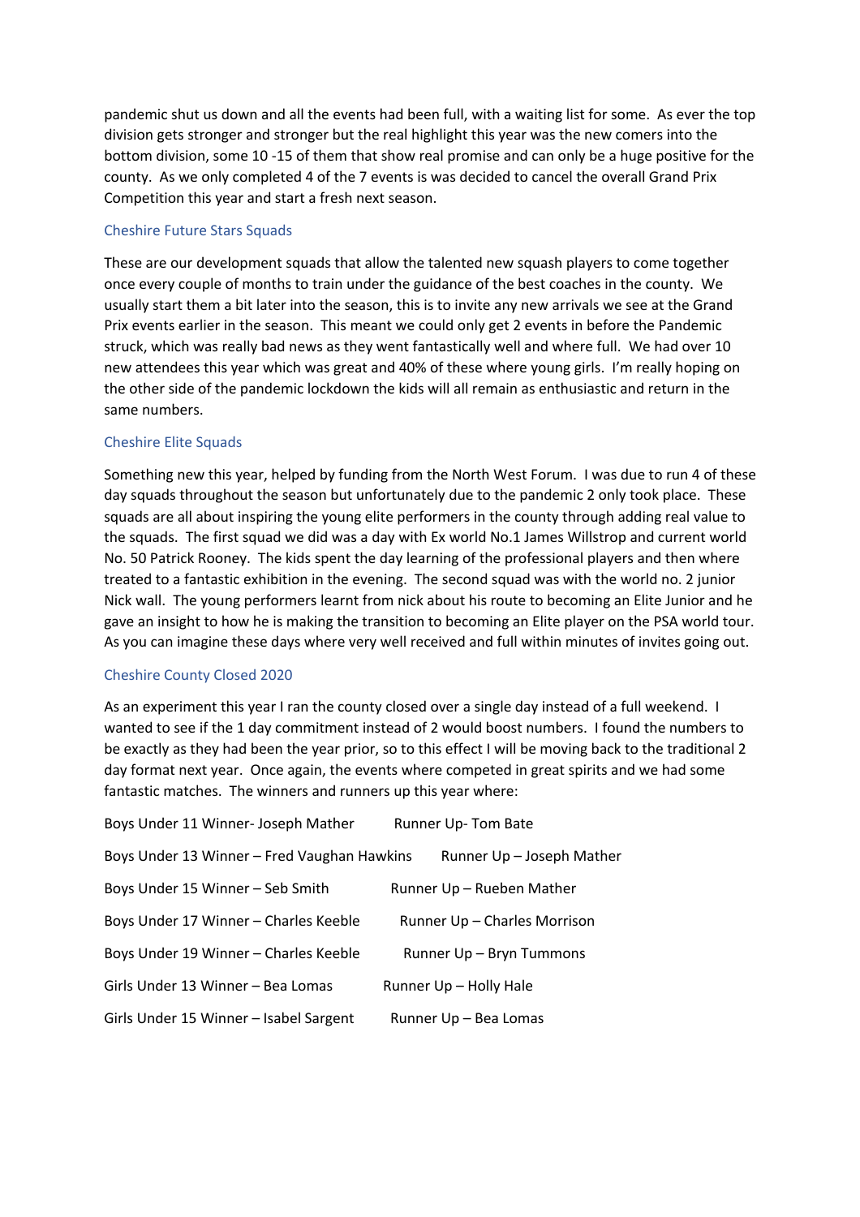pandemic shut us down and all the events had been full, with a waiting list for some. As ever the top division gets stronger and stronger but the real highlight this year was the new comers into the bottom division, some 10 -15 of them that show real promise and can only be a huge positive for the county. As we only completed 4 of the 7 events is was decided to cancel the overall Grand Prix Competition this year and start a fresh next season.

### Cheshire Future Stars Squads

These are our development squads that allow the talented new squash players to come together once every couple of months to train under the guidance of the best coaches in the county. We usually start them a bit later into the season, this is to invite any new arrivals we see at the Grand Prix events earlier in the season. This meant we could only get 2 events in before the Pandemic struck, which was really bad news as they went fantastically well and where full. We had over 10 new attendees this year which was great and 40% of these where young girls. I'm really hoping on the other side of the pandemic lockdown the kids will all remain as enthusiastic and return in the same numbers.

### Cheshire Elite Squads

Something new this year, helped by funding from the North West Forum. I was due to run 4 of these day squads throughout the season but unfortunately due to the pandemic 2 only took place. These squads are all about inspiring the young elite performers in the county through adding real value to the squads. The first squad we did was a day with Ex world No.1 James Willstrop and current world No. 50 Patrick Rooney. The kids spent the day learning of the professional players and then where treated to a fantastic exhibition in the evening. The second squad was with the world no. 2 junior Nick wall. The young performers learnt from nick about his route to becoming an Elite Junior and he gave an insight to how he is making the transition to becoming an Elite player on the PSA world tour. As you can imagine these days where very well received and full within minutes of invites going out.

### Cheshire County Closed 2020

As an experiment this year I ran the county closed over a single day instead of a full weekend. I wanted to see if the 1 day commitment instead of 2 would boost numbers. I found the numbers to be exactly as they had been the year prior, so to this effect I will be moving back to the traditional 2 day format next year. Once again, the events where competed in great spirits and we had some fantastic matches. The winners and runners up this year where:

Boys Under 11 Winner- Joseph Mather        Runner Up- Tom Bate

Boys Under 13 Winner – Fred Vaughan Hawkins        Runner Up – Joseph Mather

Boys Under 15 Winner – Seb Smith        Runner Up – Rueben Mather

Boys Under 17 Winner – Charles Keeble        Runner Up – Charles Morrison

Boys Under 19 Winner – Charles Keeble        Runner Up – Bryn Tummons

Girls Under 13 Winner – Bea Lomas        Runner Up – Holly Hale

Girls Under 15 Winner – Isabel Sargent        Runner Up – Bea Lomas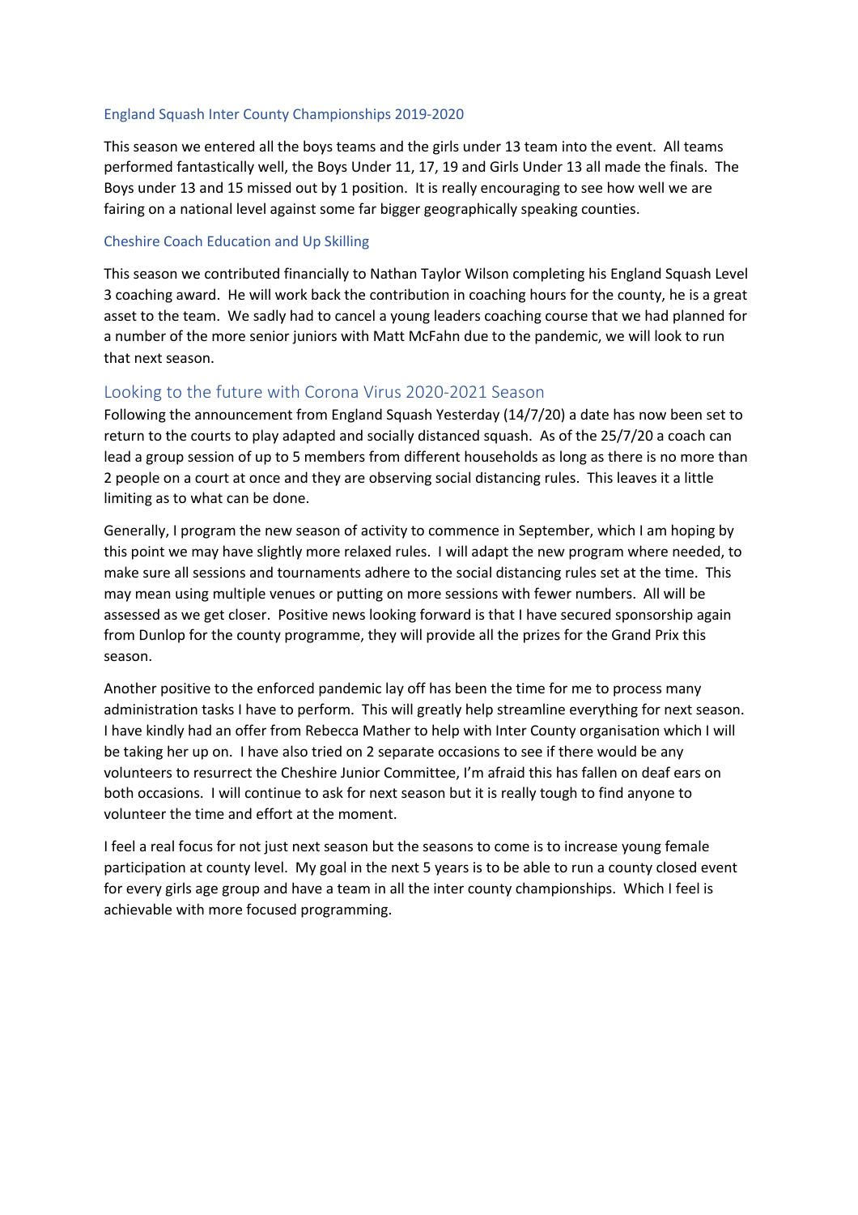### England Squash Inter County Championships 2019-2020

This season we entered all the boys teams and the girls under 13 team into the event. All teams performed fantastically well, the Boys Under 11, 17, 19 and Girls Under 13 all made the finals. The Boys under 13 and 15 missed out by 1 position. It is really encouraging to see how well we are fairing on a national level against some far bigger geographically speaking counties.

### Cheshire Coach Education and Up Skilling

This season we contributed financially to Nathan Taylor Wilson completing his England Squash Level 3 coaching award. He will work back the contribution in coaching hours for the county, he is a great asset to the team. We sadly had to cancel a young leaders coaching course that we had planned for a number of the more senior juniors with Matt McFahn due to the pandemic, we will look to run that next season.

## Looking to the future with Corona Virus 2020-2021 Season

Following the announcement from England Squash Yesterday (14/7/20) a date has now been set to return to the courts to play adapted and socially distanced squash. As of the 25/7/20 a coach can lead a group session of up to 5 members from different households as long as there is no more than 2 people on a court at once and they are observing social distancing rules. This leaves it a little limiting as to what can be done.

Generally, I program the new season of activity to commence in September, which I am hoping by this point we may have slightly more relaxed rules. I will adapt the new program where needed, to make sure all sessions and tournaments adhere to the social distancing rules set at the time. This may mean using multiple venues or putting on more sessions with fewer numbers. All will be assessed as we get closer. Positive news looking forward is that I have secured sponsorship again from Dunlop for the county programme, they will provide all the prizes for the Grand Prix this season.

Another positive to the enforced pandemic lay off has been the time for me to process many administration tasks I have to perform. This will greatly help streamline everything for next season. I have kindly had an offer from Rebecca Mather to help with Inter County organisation which I will be taking her up on. I have also tried on 2 separate occasions to see if there would be any volunteers to resurrect the Cheshire Junior Committee, I'm afraid this has fallen on deaf ears on both occasions. I will continue to ask for next season but it is really tough to find anyone to volunteer the time and effort at the moment.

I feel a real focus for not just next season but the seasons to come is to increase young female participation at county level. My goal in the next 5 years is to be able to run a county closed event for every girls age group and have a team in all the inter county championships. Which I feel is achievable with more focused programming.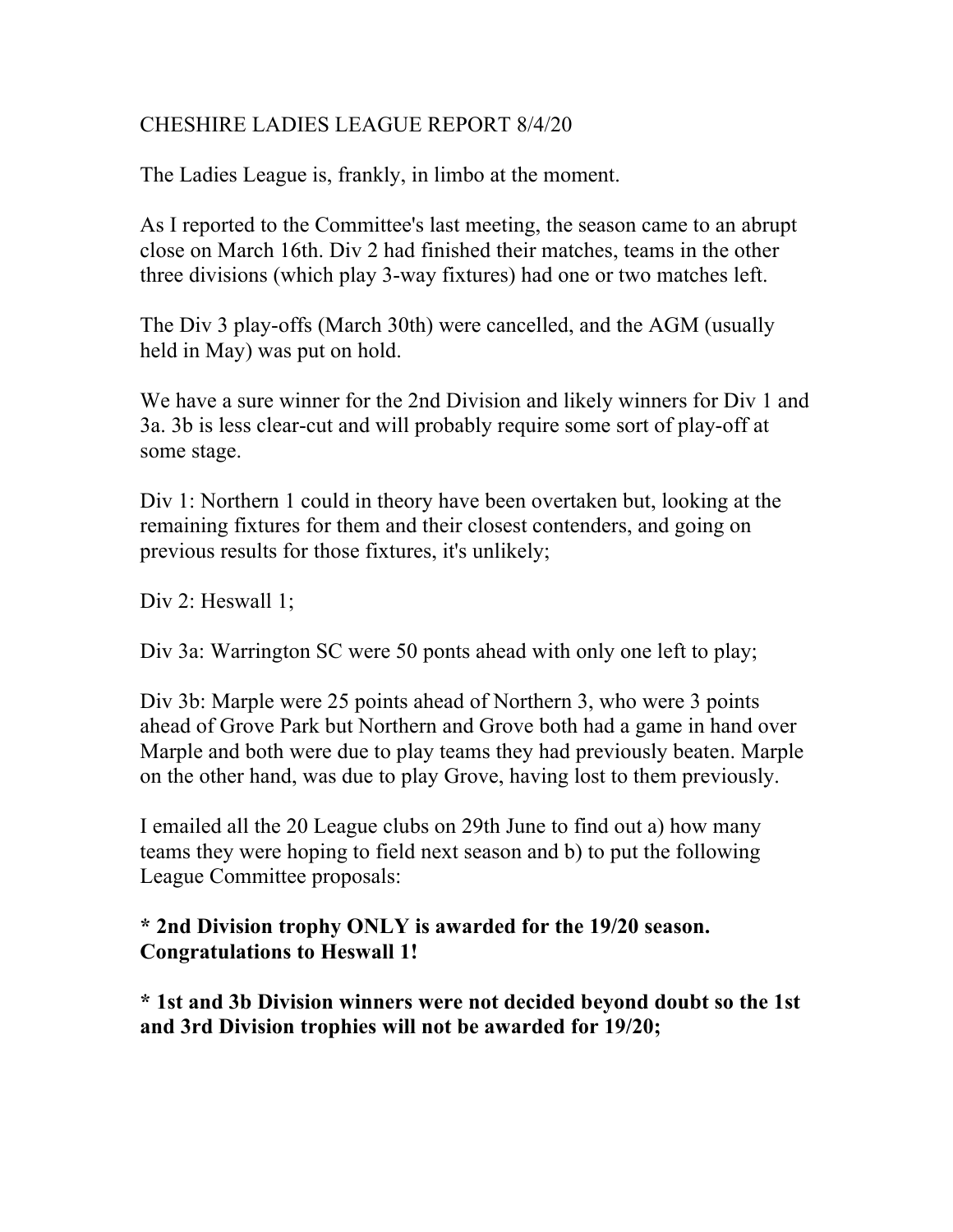CHESHIRE LADIES LEAGUE REPORT 8/4/20

The Ladies League is, frankly, in limbo at the moment.

As I reported to the Committee's last meeting, the season came to an abrupt close on March 16th. Div 2 had finished their matches, teams in the other three divisions (which play 3-way fixtures) had one or two matches left.

The Div 3 play-offs (March 30th) were cancelled, and the AGM (usually held in May) was put on hold.

We have a sure winner for the 2nd Division and likely winners for Div 1 and 3a. 3b is less clear-cut and will probably require some sort of play-off at some stage.

Div 1: Northern 1 could in theory have been overtaken but, looking at the remaining fixtures for them and their closest contenders, and going on previous results for those fixtures, it's unlikely;

Div 2: Heswall 1;

Div 3a: Warrington SC were 50 ponts ahead with only one left to play;

Div 3b: Marple were 25 points ahead of Northern 3, who were 3 points ahead of Grove Park but Northern and Grove both had a game in hand over Marple and both were due to play teams they had previously beaten. Marple on the other hand, was due to play Grove, having lost to them previously.

I emailed all the 20 League clubs on 29th June to find out a) how many teams they were hoping to field next season and b) to put the following League Committee proposals:

**\* 2nd Division trophy ONLY is awarded for the 19/20 season. Congratulations to Heswall 1!**

**\* 1st and 3b Division winners were not decided beyond doubt so the 1st and 3rd Division trophies will not be awarded for 19/20;**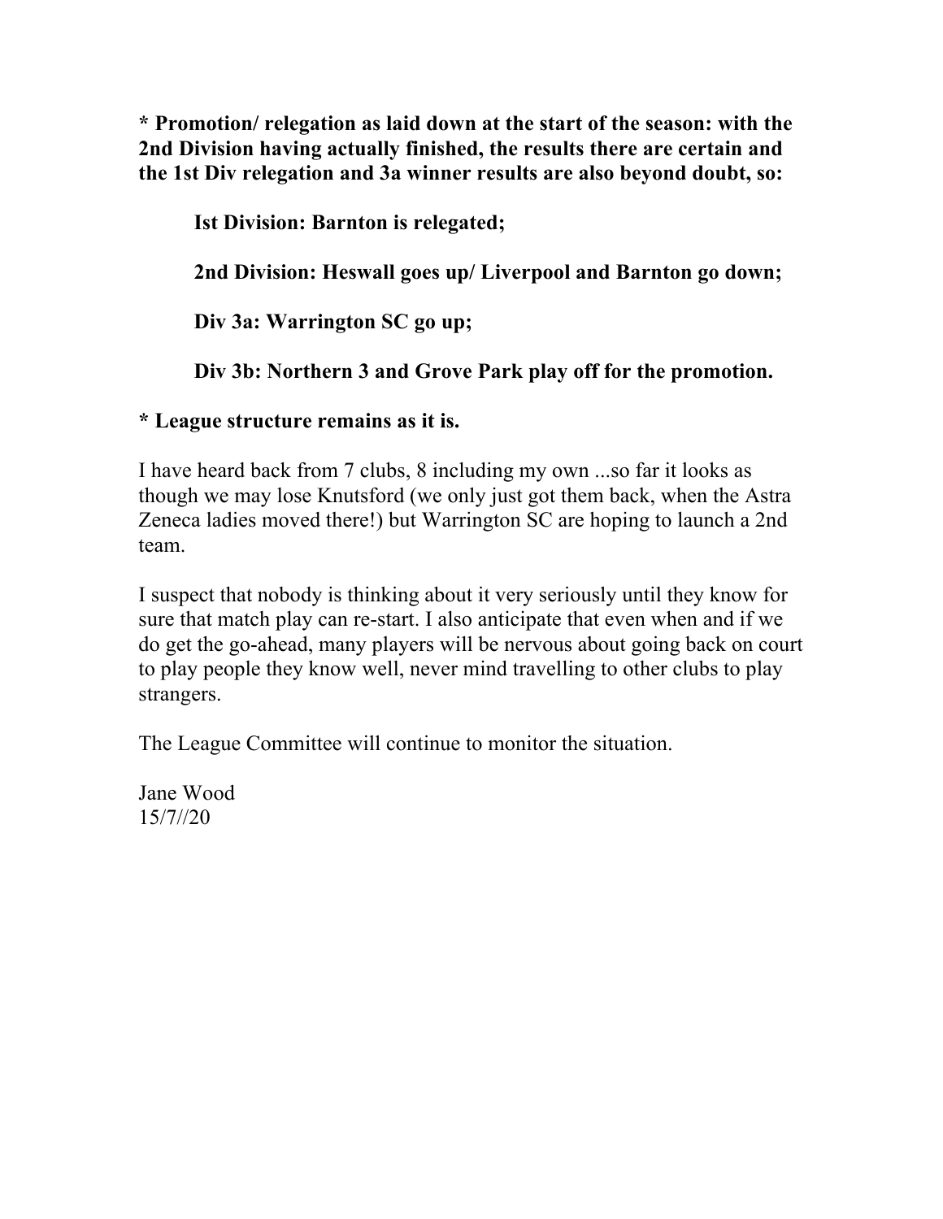**\* Promotion/ relegation as laid down at the start of the season: with the 2nd Division having actually finished, the results there are certain and the 1st Div relegation and 3a winner results are also beyond doubt, so:**

> **Ist Division: Barnton is relegated;**
>
> **2nd Division: Heswall goes up/ Liverpool and Barnton go down;**
>
> **Div 3a: Warrington SC go up;**
>
> **Div 3b: Northern 3 and Grove Park play off for the promotion.**

**\* League structure remains as it is.**

I have heard back from 7 clubs, 8 including my own ...so far it looks as though we may lose Knutsford (we only just got them back, when the Astra Zeneca ladies moved there!) but Warrington SC are hoping to launch a 2nd team.

I suspect that nobody is thinking about it very seriously until they know for sure that match play can re-start. I also anticipate that even when and if we do get the go-ahead, many players will be nervous about going back on court to play people they know well, never mind travelling to other clubs to play strangers.

The League Committee will continue to monitor the situation.

Jane Wood
15/7//20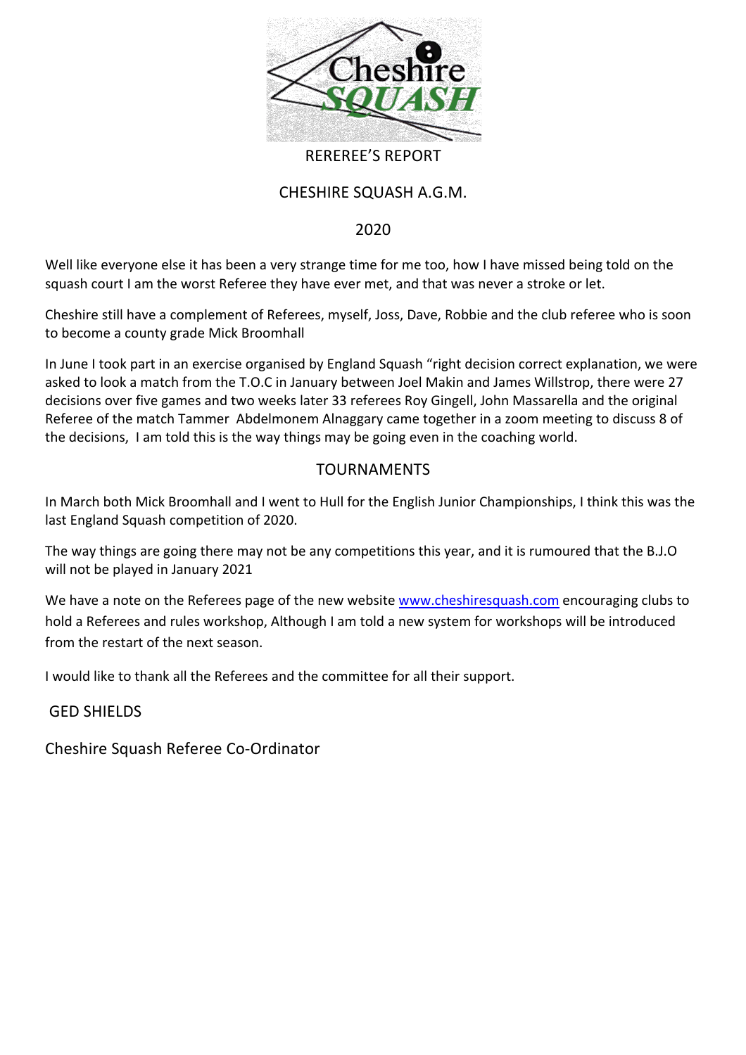# RERERЕE'S REPORT

## CHESHIRE SQUASH A.G.M.

## 2020

Well like everyone else it has been a very strange time for me too, how I have missed being told on the squash court I am the worst Referee they have ever met, and that was never a stroke or let.

Cheshire still have a complement of Referees, myself, Joss, Dave, Robbie and the club referee who is soon to become a county grade Mick Broomhall

In June I took part in an exercise organised by England Squash "right decision correct explanation, we were asked to look a match from the T.O.C in January between Joel Makin and James Willstrop, there were 27 decisions over five games and two weeks later 33 referees Roy Gingell, John Massarella and the original Referee of the match Tammer Abdelmonem Alnaggary came together in a zoom meeting to discuss 8 of the decisions, I am told this is the way things may be going even in the coaching world.

## TOURNAMENTS

In March both Mick Broomhall and I went to Hull for the English Junior Championships, I think this was the last England Squash competition of 2020.

The way things are going there may not be any competitions this year, and it is rumoured that the B.J.O will not be played in January 2021

We have a note on the Referees page of the new website www.cheshiresquash.com encouraging clubs to hold a Referees and rules workshop, Although I am told a new system for workshops will be introduced from the restart of the next season.

I would like to thank all the Referees and the committee for all their support.

GED SHIELDS

Cheshire Squash Referee Co-Ordinator